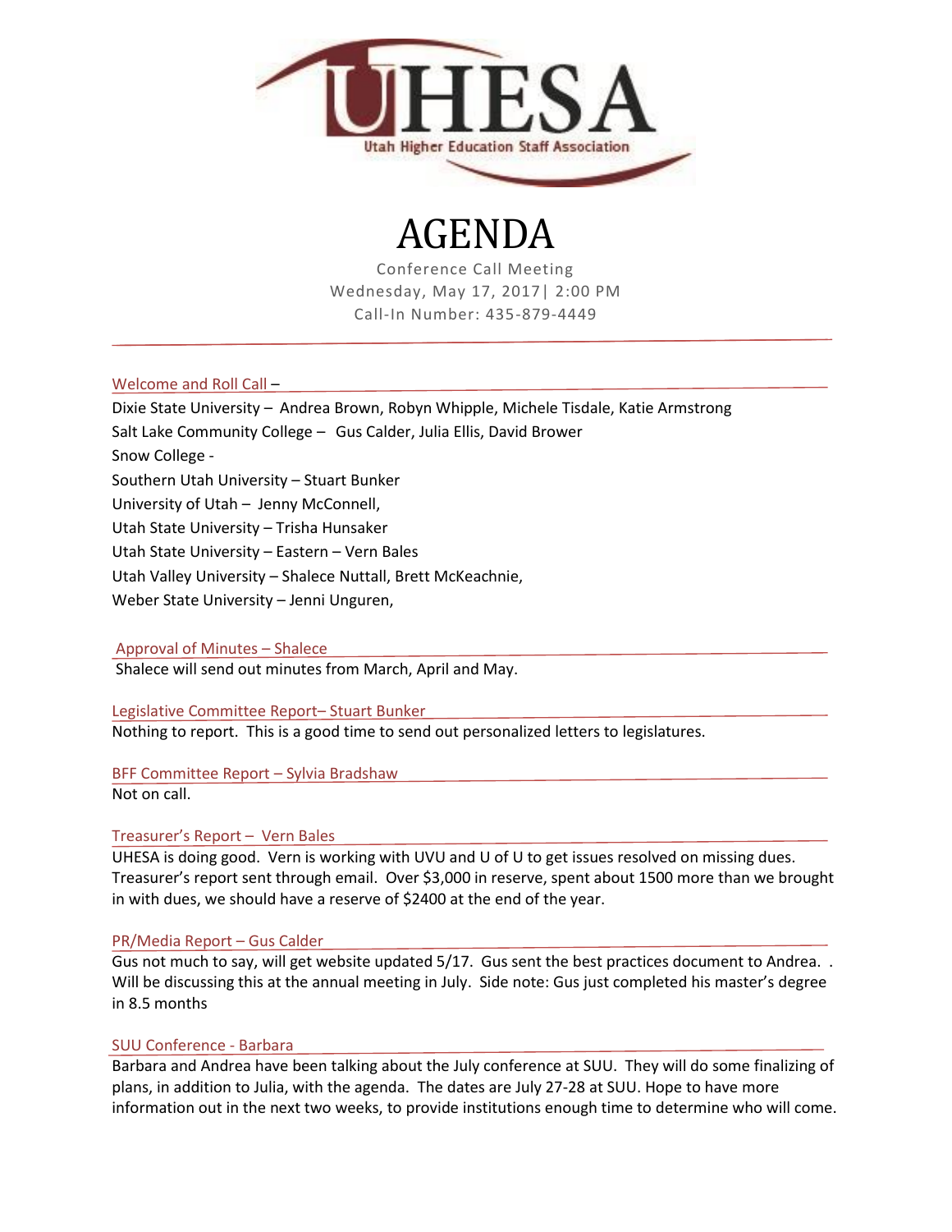UHESA

Utah Higher Education Staff Association

# AGENDA

Conference Call Meeting

Wednesday, May 17, 2017| 2:00 PM

Call-In Number: 435-879-4449

## Welcome and Roll Call –

Dixie State University – Andrea Brown, Robyn Whipple, Michele Tisdale, Katie Armstrong

Salt Lake Community College – Gus Calder, Julia Ellis, David Brower

Snow College -

Southern Utah University – Stuart Bunker

University of Utah – Jenny McConnell,

Utah State University – Trisha Hunsaker

Utah State University – Eastern – Vern Bales

Utah Valley University – Shalece Nuttall, Brett McKeachnie,

Weber State University – Jenni Unguren,

## Approval of Minutes – Shalece

Shalece will send out minutes from March, April and May.

## Legislative Committee Report– Stuart Bunker

Nothing to report. This is a good time to send out personalized letters to legislatures.

## BFF Committee Report – Sylvia Bradshaw

Not on call.

## Treasurer's Report – Vern Bales

UHESA is doing good. Vern is working with UVU and U of U to get issues resolved on missing dues. Treasurer's report sent through email. Over $3,000 in reserve, spent about 1500 more than we brought in with dues, we should have a reserve of $2400 at the end of the year.

## PR/Media Report – Gus Calder

Gus not much to say, will get website updated 5/17. Gus sent the best practices document to Andrea. . Will be discussing this at the annual meeting in July. Side note: Gus just completed his master's degree in 8.5 months

## SUU Conference - Barbara

Barbara and Andrea have been talking about the July conference at SUU. They will do some finalizing of plans, in addition to Julia, with the agenda. The dates are July 27-28 at SUU. Hope to have more information out in the next two weeks, to provide institutions enough time to determine who will come.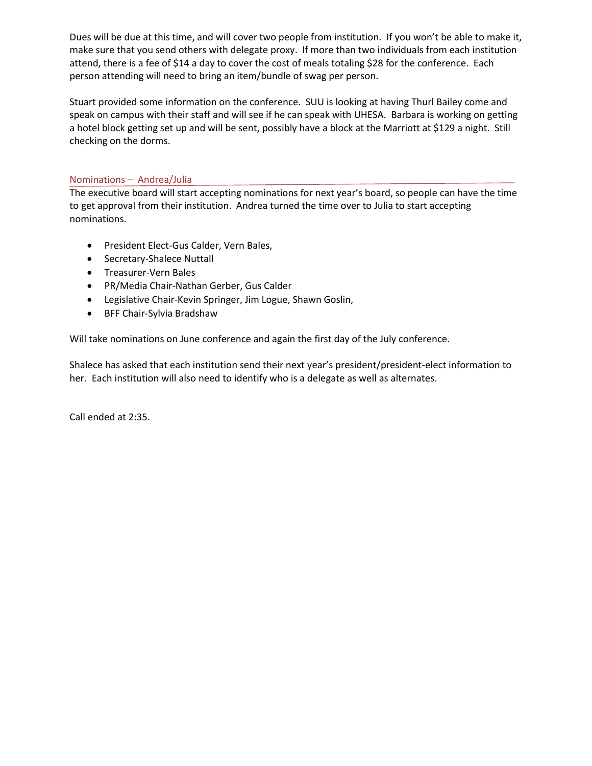Dues will be due at this time, and will cover two people from institution. If you won't be able to make it, make sure that you send others with delegate proxy. If more than two individuals from each institution attend, there is a fee of $14 a day to cover the cost of meals totaling $28 for the conference. Each person attending will need to bring an item/bundle of swag per person.

Stuart provided some information on the conference. SUU is looking at having Thurl Bailey come and speak on campus with their staff and will see if he can speak with UHESA. Barbara is working on getting a hotel block getting set up and will be sent, possibly have a block at the Marriott at $129 a night. Still checking on the dorms.

## Nominations – Andrea/Julia

The executive board will start accepting nominations for next year's board, so people can have the time to get approval from their institution. Andrea turned the time over to Julia to start accepting nominations.

- President Elect-Gus Calder, Vern Bales,
- Secretary-Shalece Nuttall
- Treasurer-Vern Bales
- PR/Media Chair-Nathan Gerber, Gus Calder
- Legislative Chair-Kevin Springer, Jim Logue, Shawn Goslin,
- BFF Chair-Sylvia Bradshaw

Will take nominations on June conference and again the first day of the July conference.

Shalece has asked that each institution send their next year's president/president-elect information to her. Each institution will also need to identify who is a delegate as well as alternates.

Call ended at 2:35.